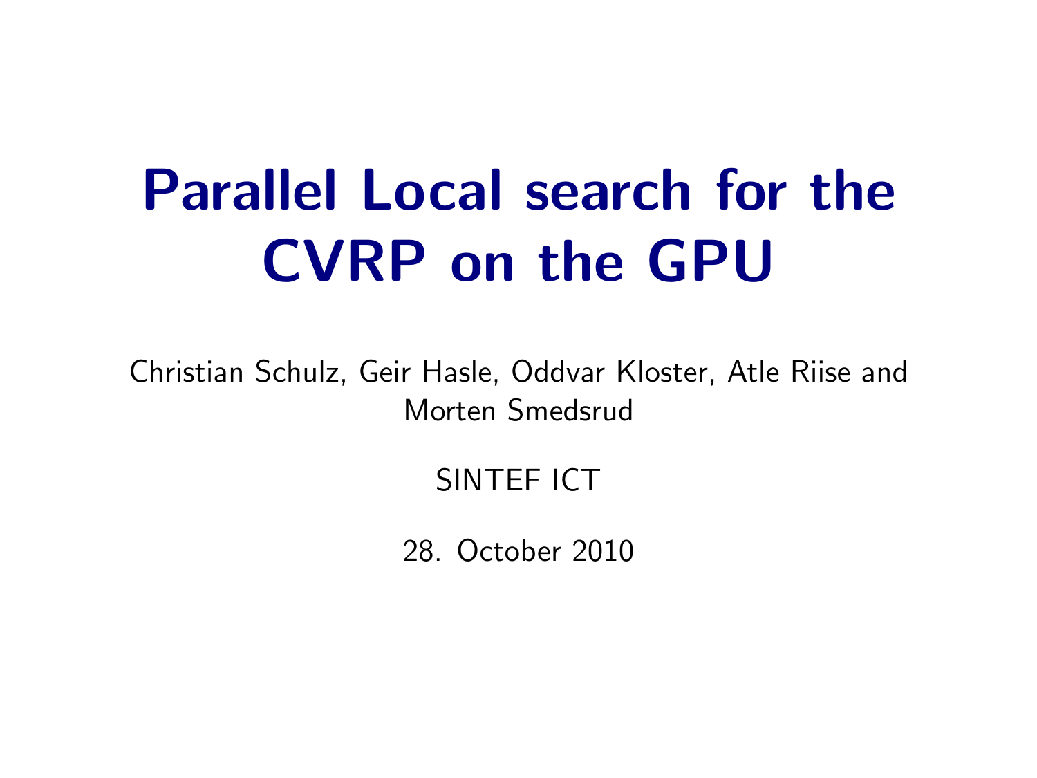# Parallel Local search for the CVRP on the GPU

Christian Schulz, Geir Hasle, Oddvar Kloster, Atle Riise and Morten Smedsrud

SINTEF ICT

28. October 2010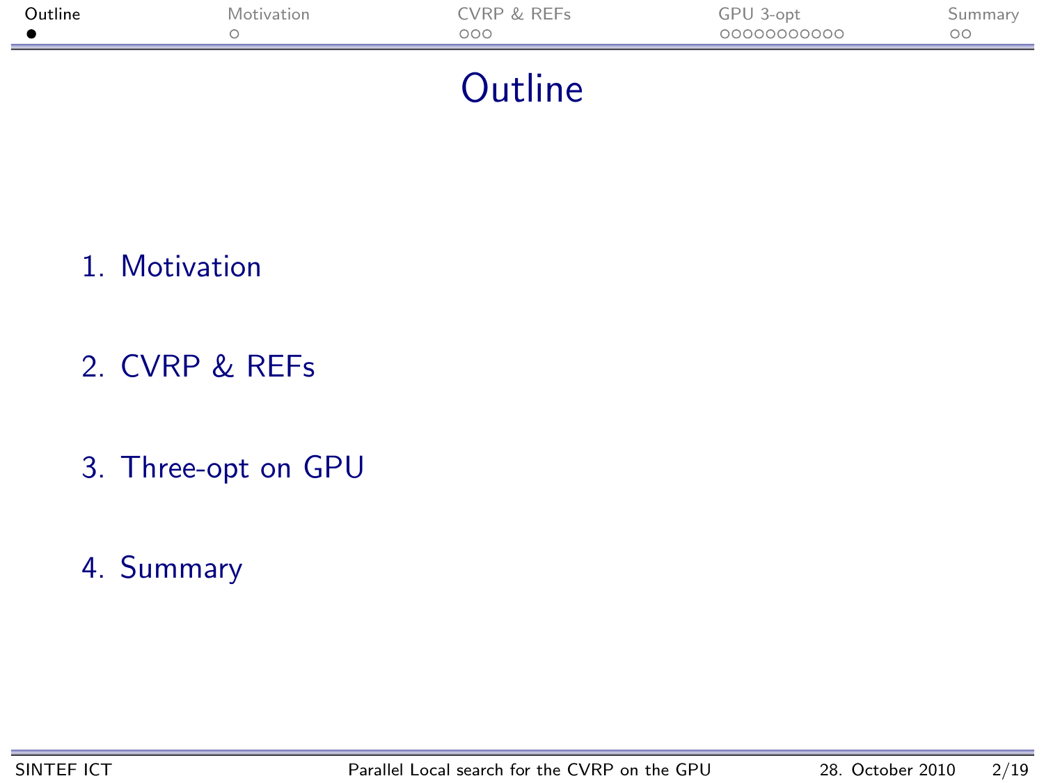# Outline

1. Motivation
2. CVRP & REFs
3. Three-opt on GPU
4. Summary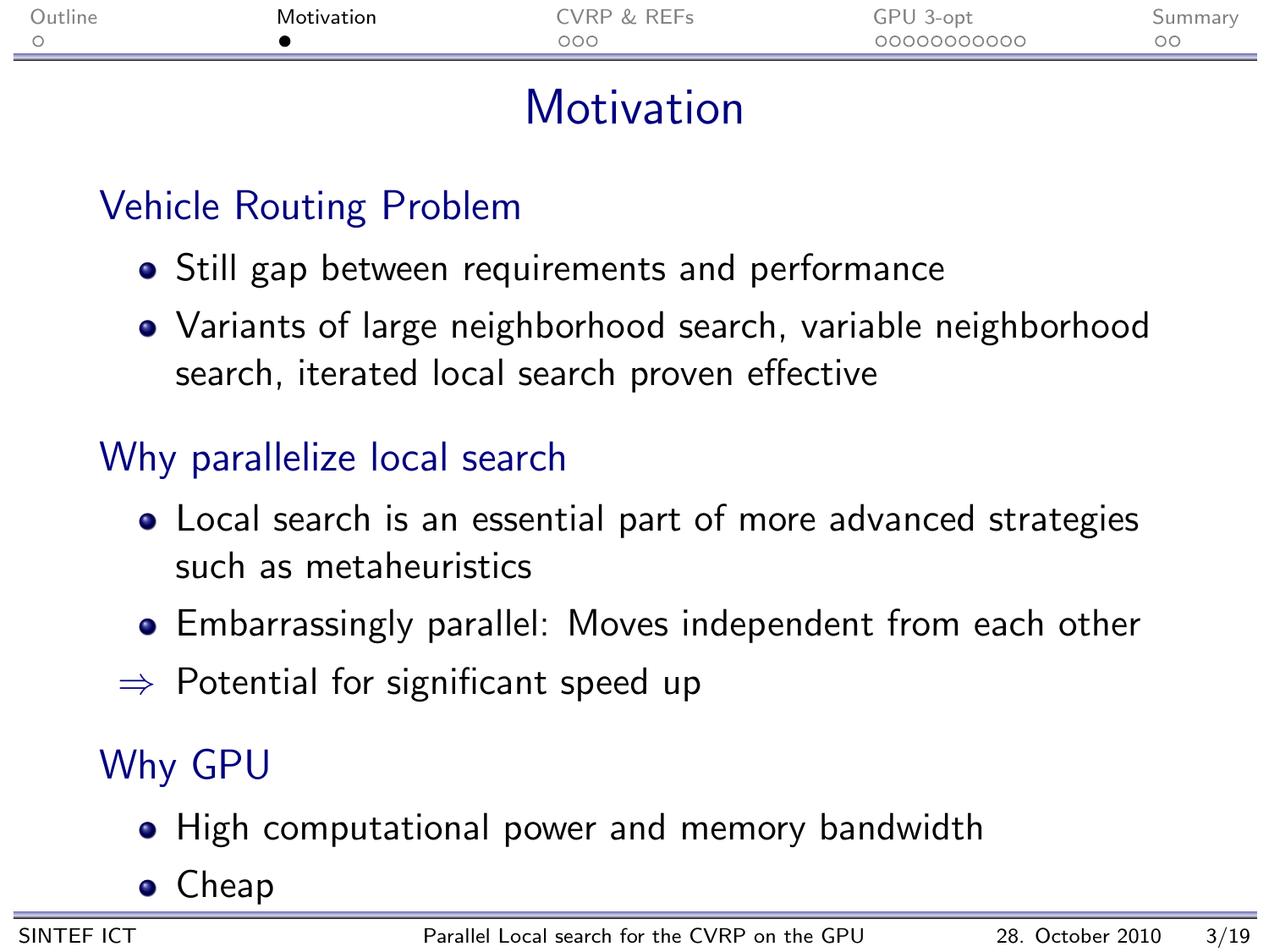# Motivation

## Vehicle Routing Problem

- Still gap between requirements and performance
- Variants of large neighborhood search, variable neighborhood search, iterated local search proven effective

## Why parallelize local search

- Local search is an essential part of more advanced strategies such as metaheuristics
- Embarrassingly parallel: Moves independent from each other

$\Rightarrow$ Potential for significant speed up

## Why GPU

- High computational power and memory bandwidth
- Cheap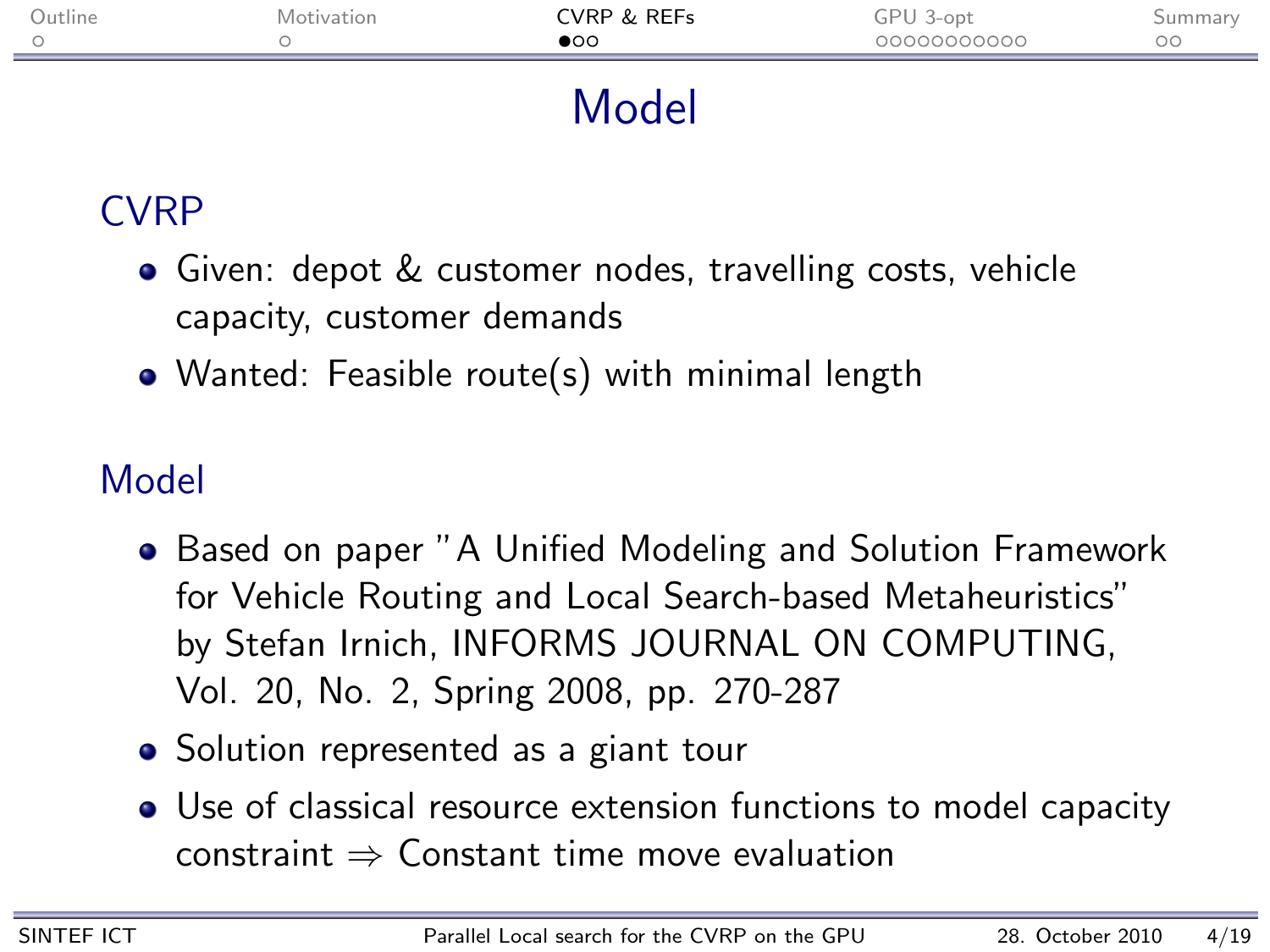# Model

## CVRP

- Given: depot & customer nodes, travelling costs, vehicle capacity, customer demands
- Wanted: Feasible route(s) with minimal length

## Model

- Based on paper "A Unified Modeling and Solution Framework for Vehicle Routing and Local Search-based Metaheuristics" by Stefan Irnich, INFORMS JOURNAL ON COMPUTING, Vol. 20, No. 2, Spring 2008, pp. 270-287
- Solution represented as a giant tour
- Use of classical resource extension functions to model capacity constraint $\Rightarrow$ Constant time move evaluation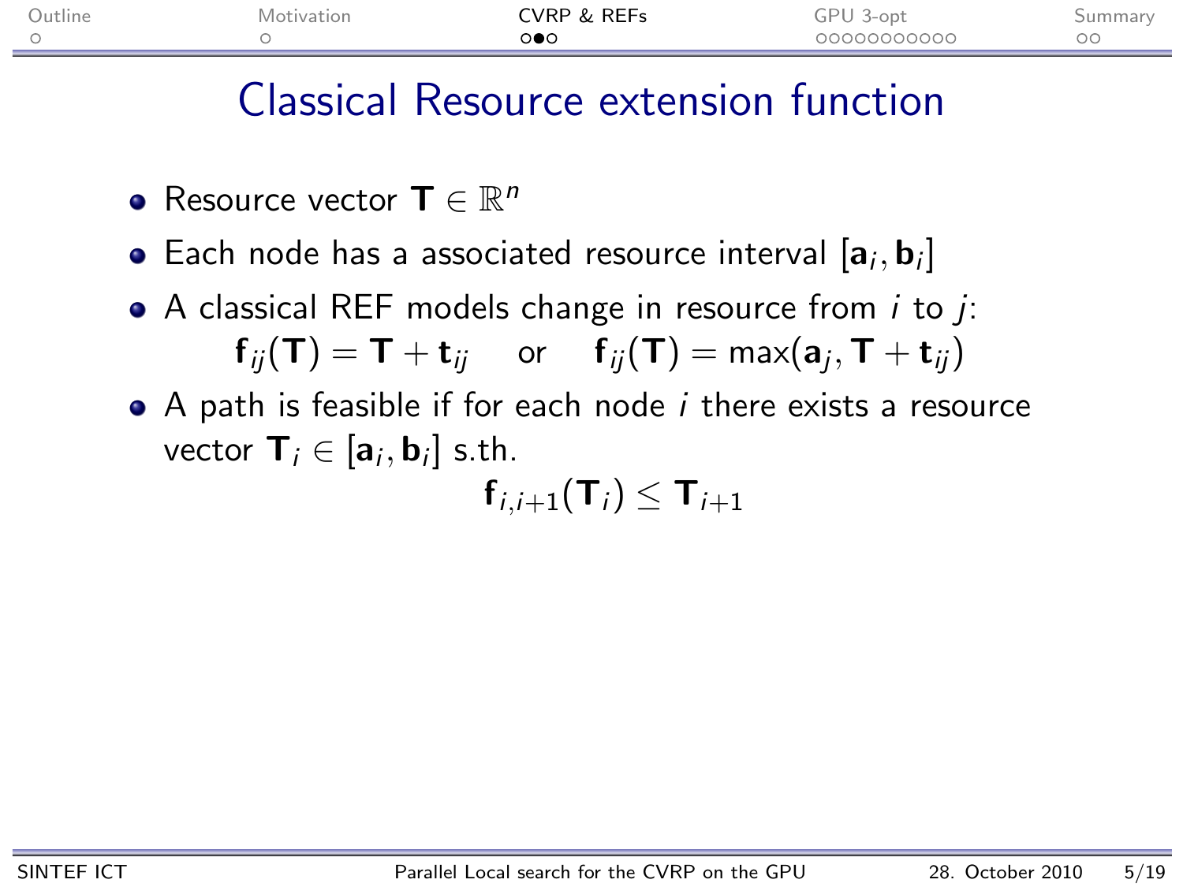# Classical Resource extension function

- Resource vector $\mathbf{T} \in \mathbb{R}^n$
- Each node has a associated resource interval $[\mathbf{a}_i, \mathbf{b}_i]$
- A classical REF models change in resource from $i$ to $j$:

$$\mathbf{f}_{ij}(\mathbf{T}) = \mathbf{T} + \mathbf{t}_{ij} \quad \text{or} \quad \mathbf{f}_{ij}(\mathbf{T}) = \max(\mathbf{a}_j, \mathbf{T} + \mathbf{t}_{ij})$$

- A path is feasible if for each node $i$ there exists a resource vector $\mathbf{T}_i \in [\mathbf{a}_i, \mathbf{b}_i]$ s.th.

$$\mathbf{f}_{i,i+1}(\mathbf{T}_i) \leq \mathbf{T}_{i+1}$$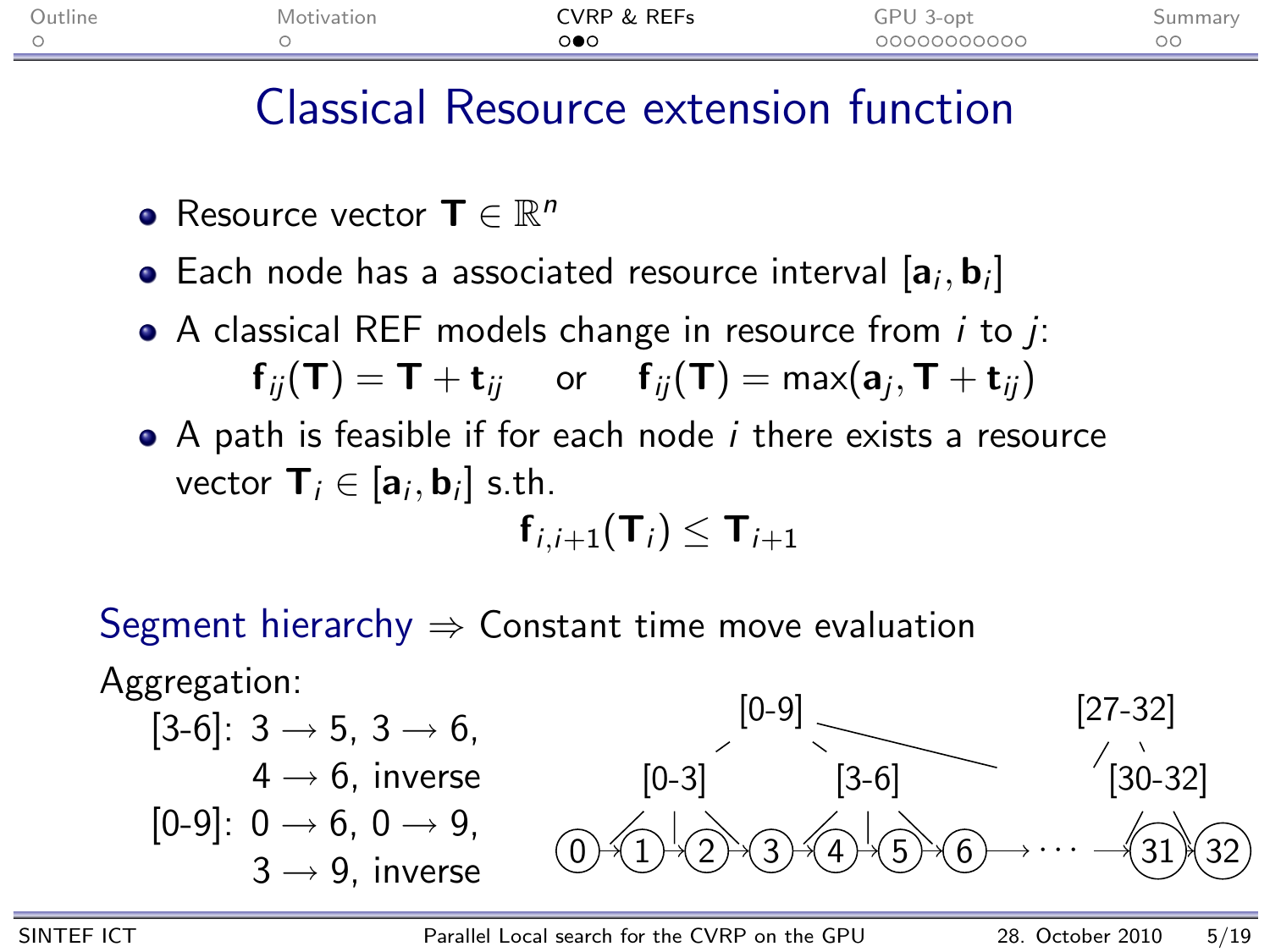# Classical Resource extension function

- Resource vector $\mathbf{T} \in \mathbb{R}^n$
- Each node has a associated resource interval $[\mathbf{a}_i, \mathbf{b}_i]$
- A classical REF models change in resource from $i$ to $j$:

$$\mathbf{f}_{ij}(\mathbf{T}) = \mathbf{T} + \mathbf{t}_{ij} \quad \text{or} \quad \mathbf{f}_{ij}(\mathbf{T}) = \max(\mathbf{a}_j, \mathbf{T} + \mathbf{t}_{ij})$$

- A path is feasible if for each node $i$ there exists a resource vector $\mathbf{T}_i \in [\mathbf{a}_i, \mathbf{b}_i]$ s.th.

$$\mathbf{f}_{i,i+1}(\mathbf{T}_i) \leq \mathbf{T}_{i+1}$$

Segment hierarchy $\Rightarrow$ Constant time move evaluation

Aggregation:

[3-6]: $3 \rightarrow 5$, $3 \rightarrow 6$, $4 \rightarrow 6$, inverse

[0-9]: $0 \rightarrow 6$, $0 \rightarrow 9$, $3 \rightarrow 9$, inverse

[0-9] — [0-3], [3-6]; [27-32] — [30-32]

0 → 1 → 2 → 3 → 4 → 5 → 6 → ··· → 31 → 32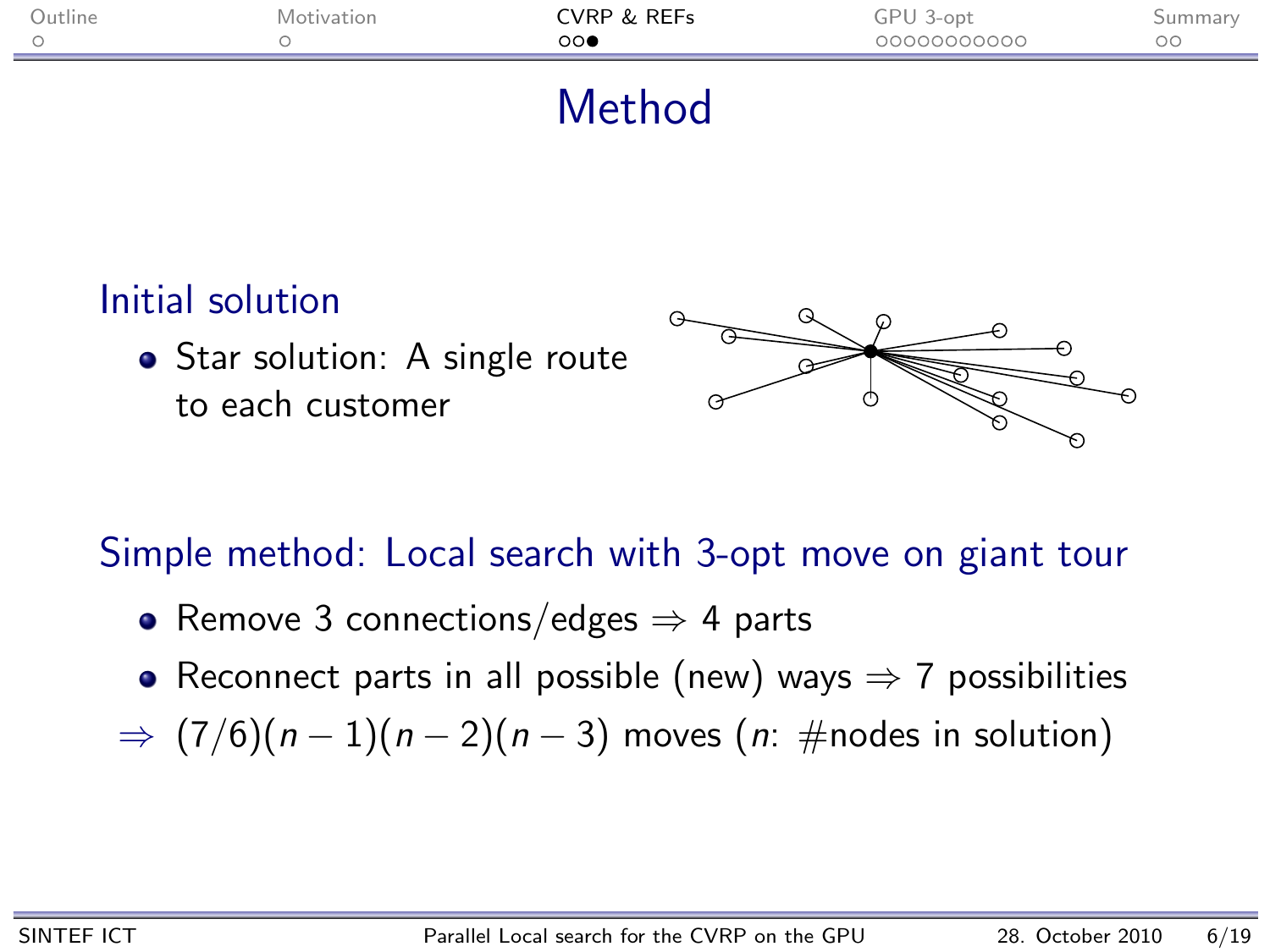# Method

## Initial solution

- Star solution: A single route to each customer

## Simple method: Local search with 3-opt move on giant tour

- Remove 3 connections/edges $\Rightarrow$ 4 parts
- Reconnect parts in all possible (new) ways $\Rightarrow$ 7 possibilities

$\Rightarrow$ $(7/6)(n-1)(n-2)(n-3)$ moves ($n$: #nodes in solution)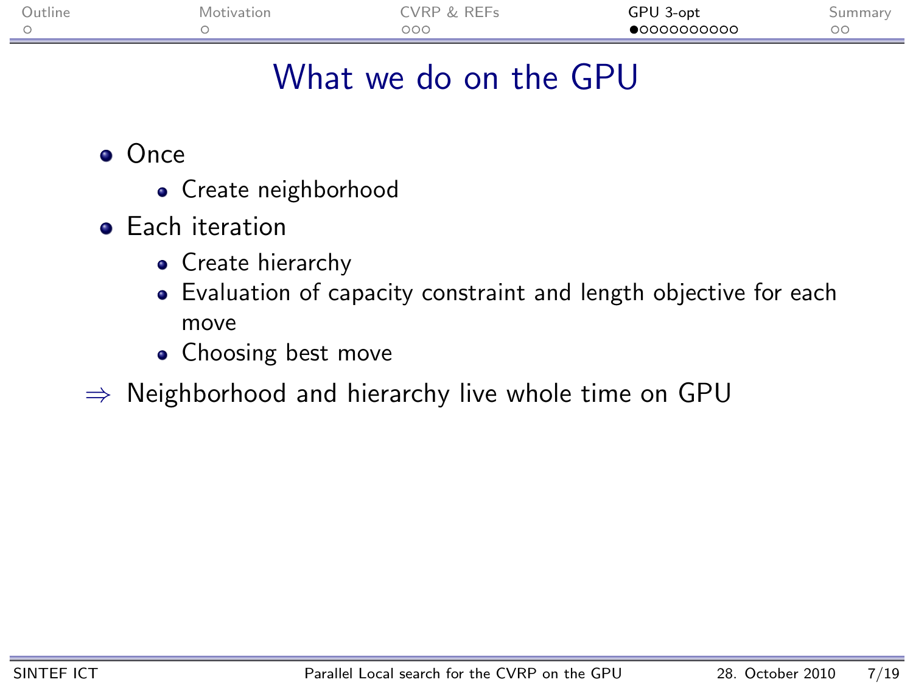# What we do on the GPU

- Once
  - Create neighborhood
- Each iteration
  - Create hierarchy
  - Evaluation of capacity constraint and length objective for each move
  - Choosing best move

$\Rightarrow$ Neighborhood and hierarchy live whole time on GPU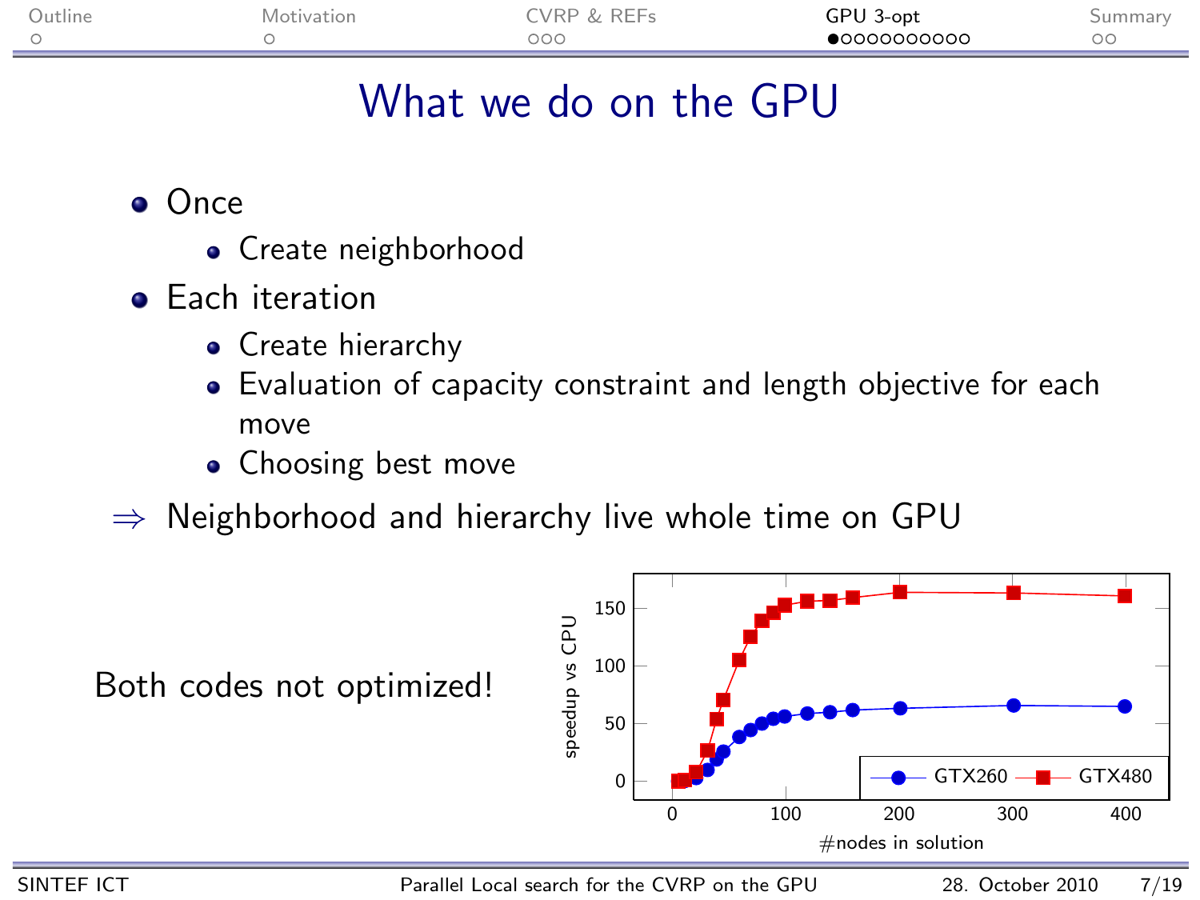# What we do on the GPU

- Once
  - Create neighborhood
- Each iteration
  - Create hierarchy
  - Evaluation of capacity constraint and length objective for each move
  - Choosing best move

$\Rightarrow$ Neighborhood and hierarchy live whole time on GPU

Both codes not optimized!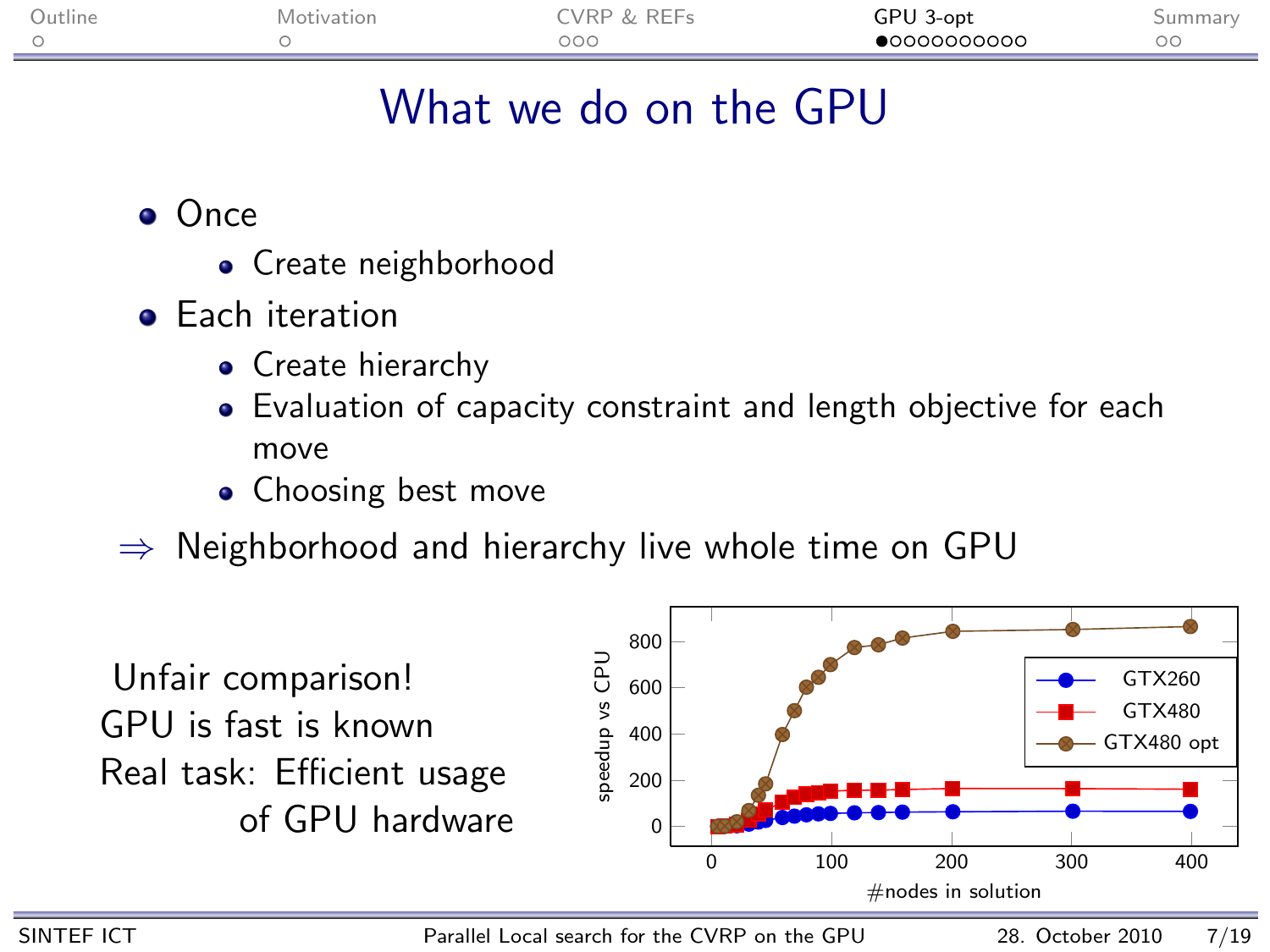# What we do on the GPU

- Once
  - Create neighborhood
- Each iteration
  - Create hierarchy
  - Evaluation of capacity constraint and length objective for each move
  - Choosing best move

$\Rightarrow$ Neighborhood and hierarchy live whole time on GPU

Unfair comparison!
GPU is fast is known
Real task: Efficient usage of GPU hardware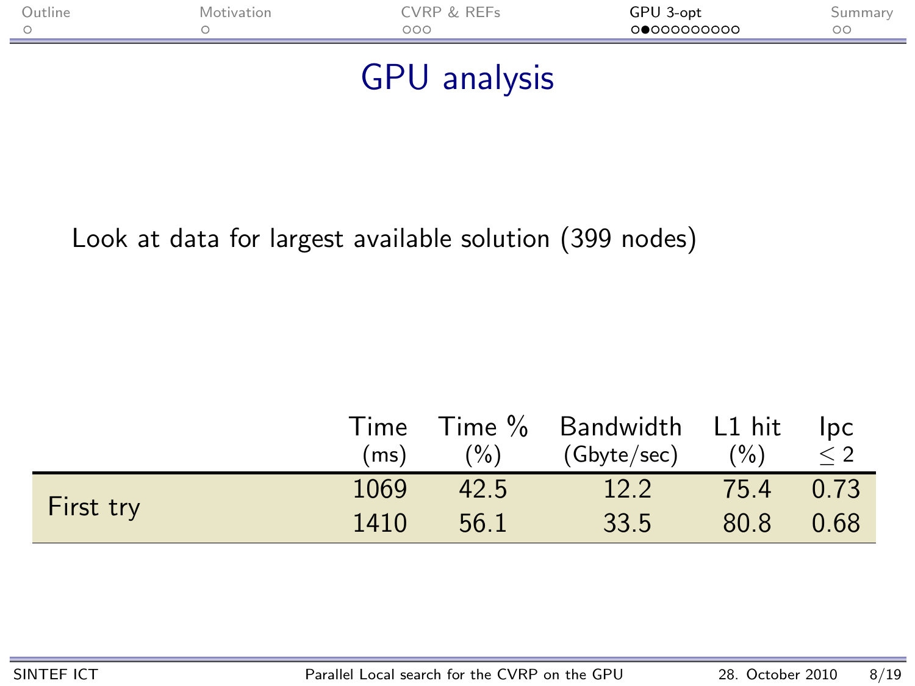# GPU analysis

Look at data for largest available solution (399 nodes)

| | Time (ms) | Time % (%) | Bandwidth (Gbyte/sec) | L1 hit (%) | Ipc $\leq 2$ |
|---|---|---|---|---|---|
| First try | 1069 | 42.5 | 12.2 | 75.4 | 0.73 |
| | 1410 | 56.1 | 33.5 | 80.8 | 0.68 |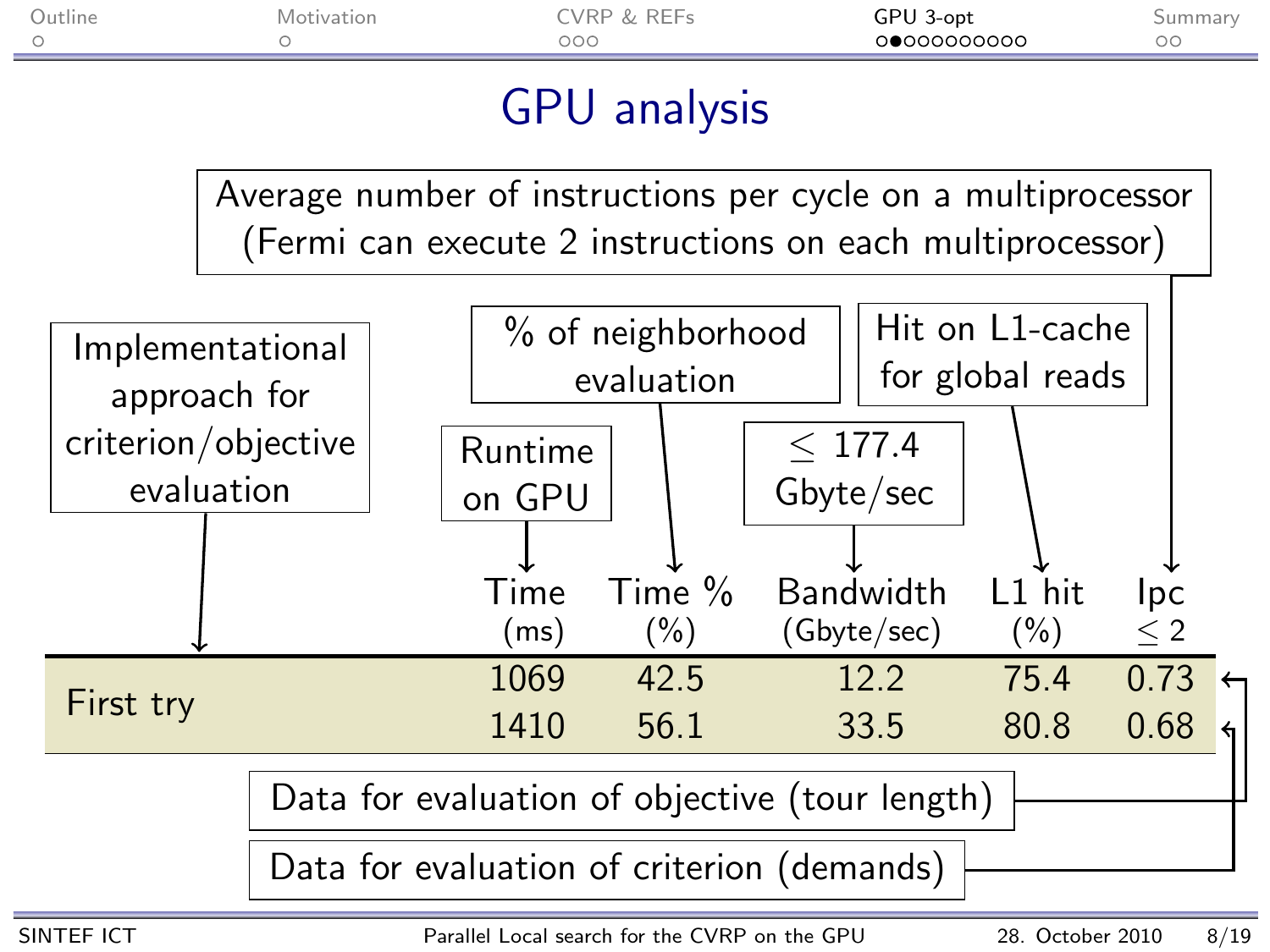# GPU analysis

Average number of instructions per cycle on a multiprocessor (Fermi can execute 2 instructions on each multiprocessor)

Implementational approach for criterion/objective evaluation

% of neighborhood evaluation

Hit on L1-cache for global reads

Runtime on GPU

$\leq$ 177.4 Gbyte/sec

| | Time (ms) | Time % (%) | Bandwidth (Gbyte/sec) | L1 hit (%) | Ipc $\leq 2$ |
|---|---|---|---|---|---|
| First try | 1069 | 42.5 | 12.2 | 75.4 | 0.73 |
| | 1410 | 56.1 | 33.5 | 80.8 | 0.68 |

Data for evaluation of objective (tour length)

Data for evaluation of criterion (demands)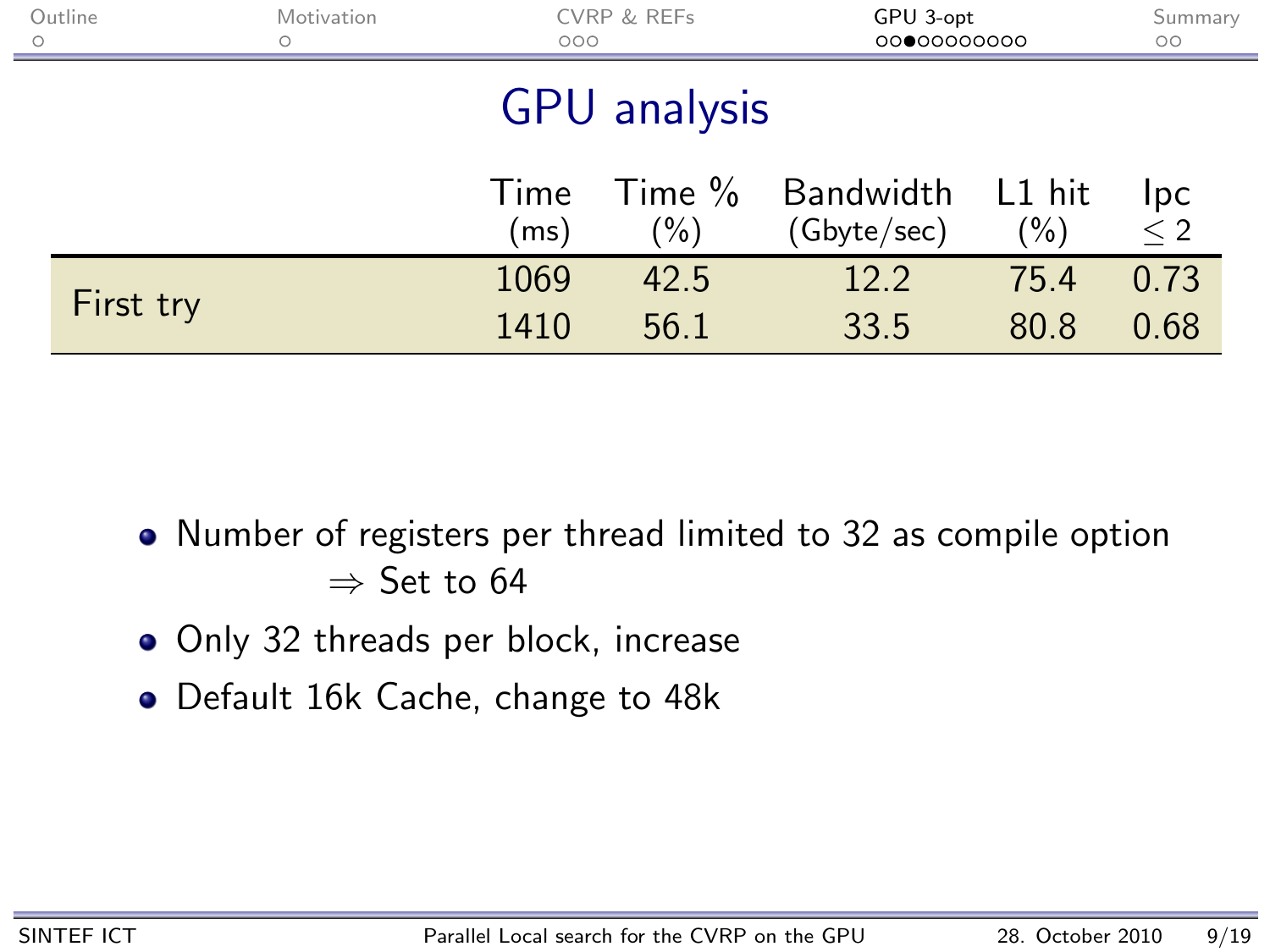# GPU analysis

| | Time (ms) | Time % (%) | Bandwidth (Gbyte/sec) | L1 hit (%) | Ipc $\leq 2$ |
|---|---|---|---|---|---|
| First try | 1069 | 42.5 | 12.2 | 75.4 | 0.73 |
| | 1410 | 56.1 | 33.5 | 80.8 | 0.68 |

- Number of registers per thread limited to 32 as compile option
  $\Rightarrow$ Set to 64
- Only 32 threads per block, increase
- Default 16k Cache, change to 48k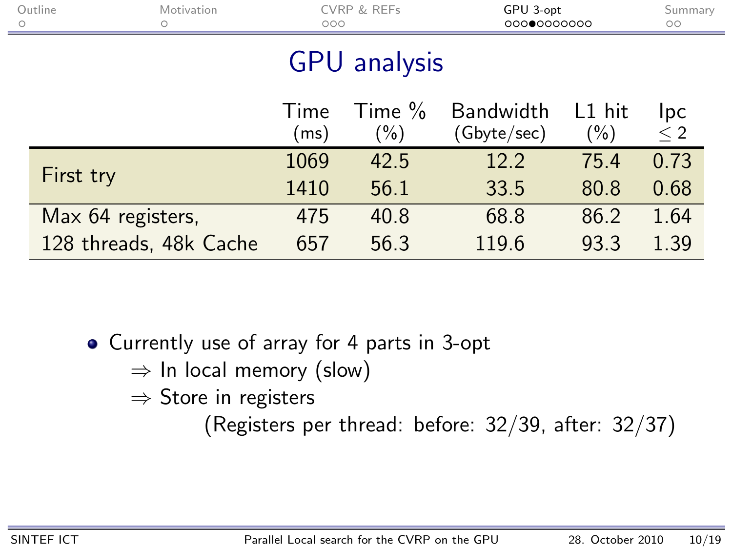# GPU analysis

| | Time (ms) | Time % (%) | Bandwidth (Gbyte/sec) | L1 hit (%) | Ipc $\leq 2$ |
|---|---|---|---|---|---|
| First try | 1069 | 42.5 | 12.2 | 75.4 | 0.73 |
| | 1410 | 56.1 | 33.5 | 80.8 | 0.68 |
| Max 64 registers, | 475 | 40.8 | 68.8 | 86.2 | 1.64 |
| 128 threads, 48k Cache | 657 | 56.3 | 119.6 | 93.3 | 1.39 |

- Currently use of array for 4 parts in 3-opt
  - $\Rightarrow$ In local memory (slow)
  - $\Rightarrow$ Store in registers
    - (Registers per thread: before: 32/39, after: 32/37)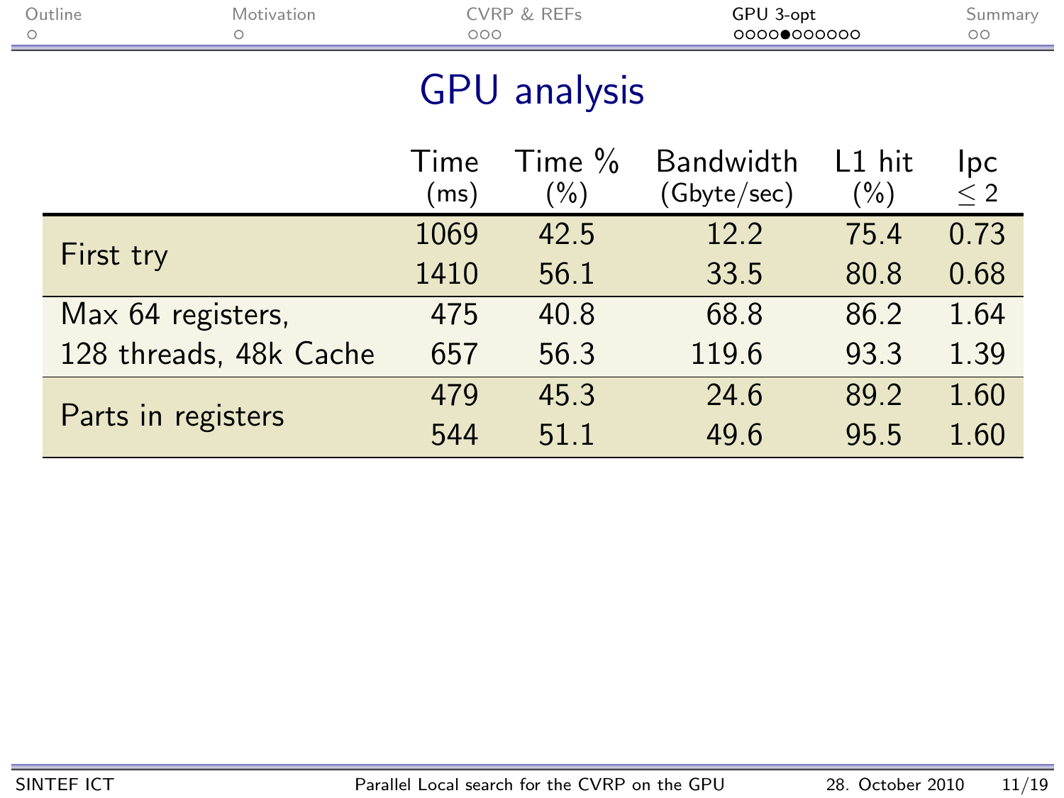# GPU analysis

| | Time (ms) | Time % (%) | Bandwidth (Gbyte/sec) | L1 hit (%) | Ipc $\leq 2$ |
|---|---|---|---|---|---|
| First try | 1069 | 42.5 | 12.2 | 75.4 | 0.73 |
| | 1410 | 56.1 | 33.5 | 80.8 | 0.68 |
| Max 64 registers, | 475 | 40.8 | 68.8 | 86.2 | 1.64 |
| 128 threads, 48k Cache | 657 | 56.3 | 119.6 | 93.3 | 1.39 |
| Parts in registers | 479 | 45.3 | 24.6 | 89.2 | 1.60 |
| | 544 | 51.1 | 49.6 | 95.5 | 1.60 |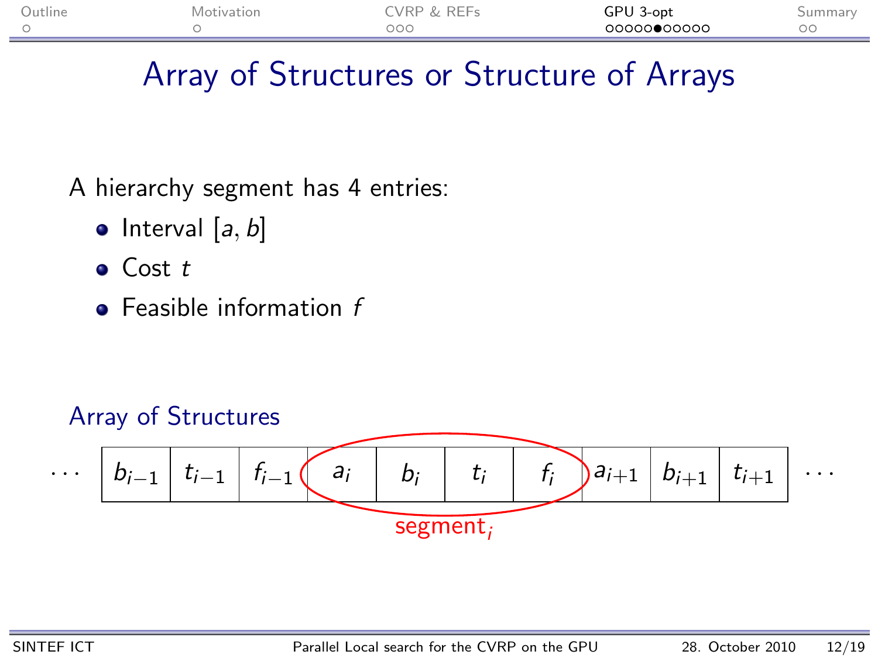# Array of Structures or Structure of Arrays

A hierarchy segment has 4 entries:

- Interval $[a, b]$
- Cost $t$
- Feasible information $f$

## Array of Structures

| $\cdots$ | $b_{i-1}$ | $t_{i-1}$ | $f_{i-1}$ | $a_i$ | $b_i$ | $t_i$ | $f_i$ | $a_{i+1}$ | $b_{i+1}$ | $t_{i+1}$ | $\cdots$ |
|---|---|---|---|---|---|---|---|---|---|---|---|

segment$_i$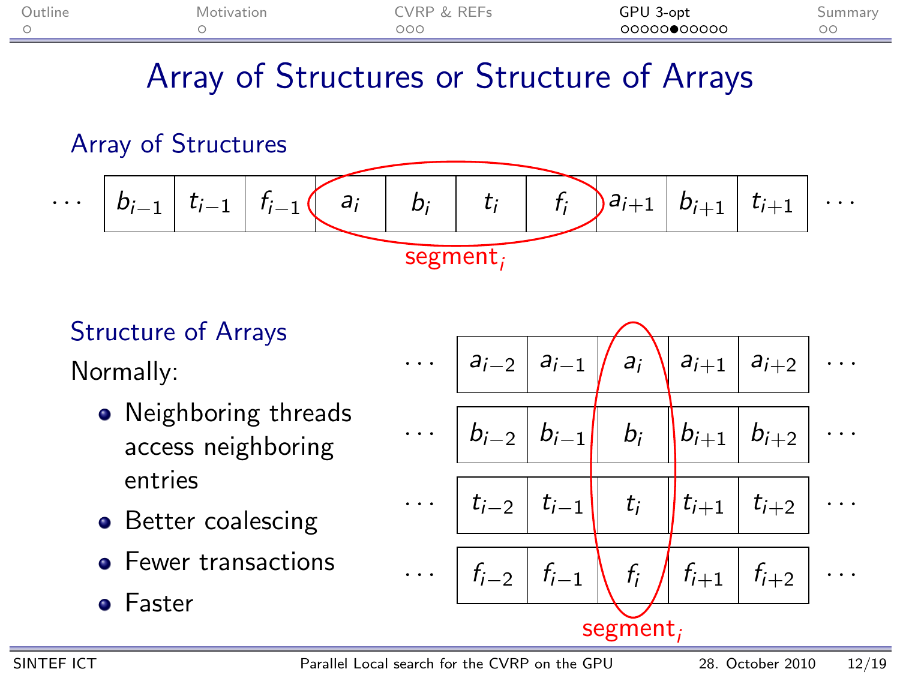# Array of Structures or Structure of Arrays

## Array of Structures

| … | $b_{i-1}$ | $t_{i-1}$ | $f_{i-1}$ | $a_i$ | $b_i$ | $t_i$ | $f_i$ | $a_{i+1}$ | $b_{i+1}$ | $t_{i+1}$ | … |
|---|---|---|---|---|---|---|---|---|---|---|---|

segment$_i$ ($a_i$, $b_i$, $t_i$, $f_i$)

## Structure of Arrays

Normally:

- Neighboring threads access neighboring entries
- Better coalescing
- Fewer transactions
- Faster

| … | $a_{i-2}$ | $a_{i-1}$ | $a_i$ | $a_{i+1}$ | $a_{i+2}$ | … |
|---|---|---|---|---|---|---|
| … | $b_{i-2}$ | $b_{i-1}$ | $b_i$ | $b_{i+1}$ | $b_{i+2}$ | … |
| … | $t_{i-2}$ | $t_{i-1}$ | $t_i$ | $t_{i+1}$ | $t_{i+2}$ | … |
| … | $f_{i-2}$ | $f_{i-1}$ | $f_i$ | $f_{i+1}$ | $f_{i+2}$ | … |

segment$_i$ ($a_i$, $b_i$, $t_i$, $f_i$)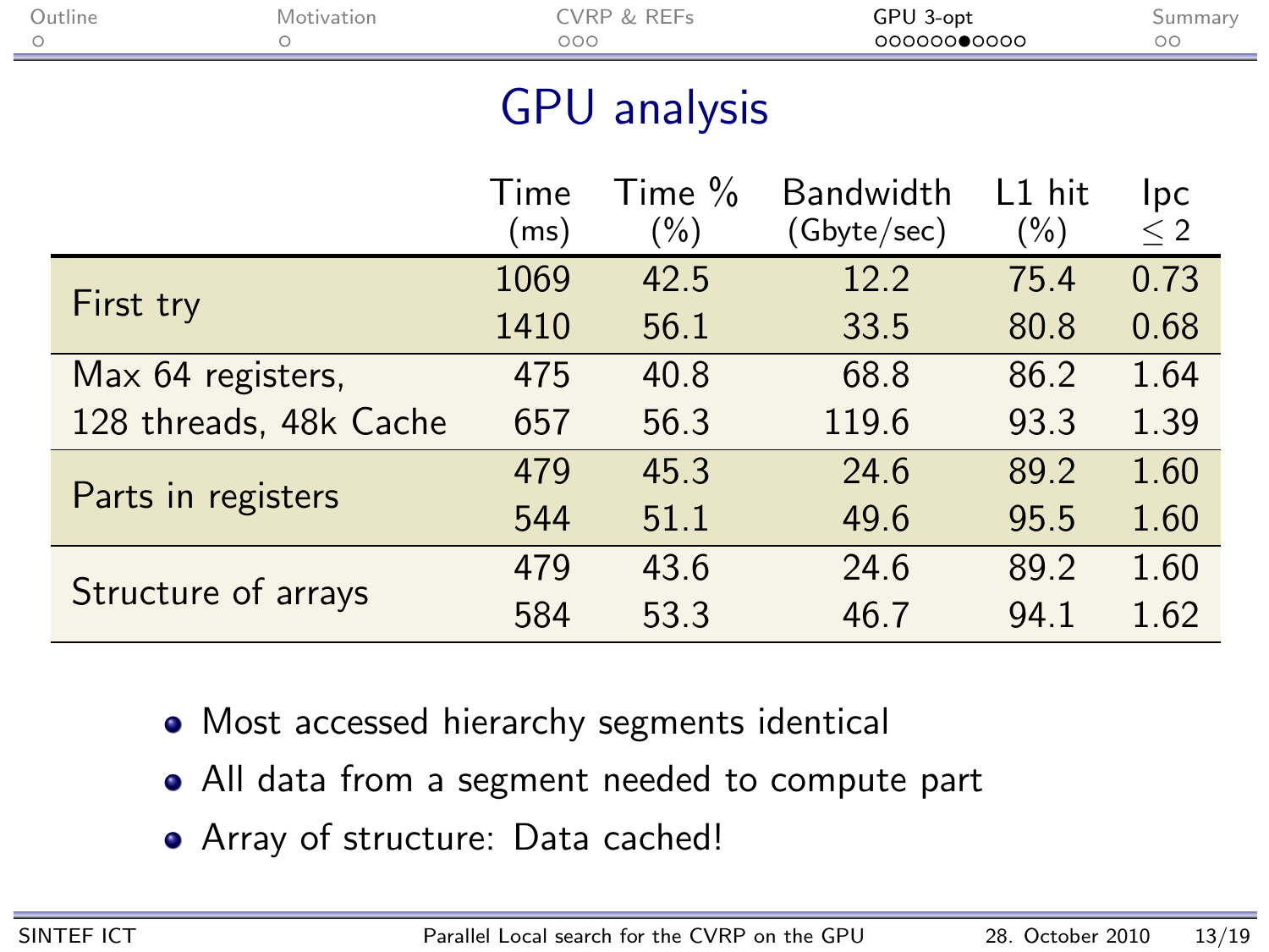# GPU analysis

| | Time (ms) | Time % (%) | Bandwidth (Gbyte/sec) | L1 hit (%) | Ipc $\leq 2$ |
|---|---|---|---|---|---|
| First try | 1069 | 42.5 | 12.2 | 75.4 | 0.73 |
| | 1410 | 56.1 | 33.5 | 80.8 | 0.68 |
| Max 64 registers, 128 threads, 48k Cache | 475 | 40.8 | 68.8 | 86.2 | 1.64 |
| | 657 | 56.3 | 119.6 | 93.3 | 1.39 |
| Parts in registers | 479 | 45.3 | 24.6 | 89.2 | 1.60 |
| | 544 | 51.1 | 49.6 | 95.5 | 1.60 |
| Structure of arrays | 479 | 43.6 | 24.6 | 89.2 | 1.60 |
| | 584 | 53.3 | 46.7 | 94.1 | 1.62 |

- Most accessed hierarchy segments identical
- All data from a segment needed to compute part
- Array of structure: Data cached!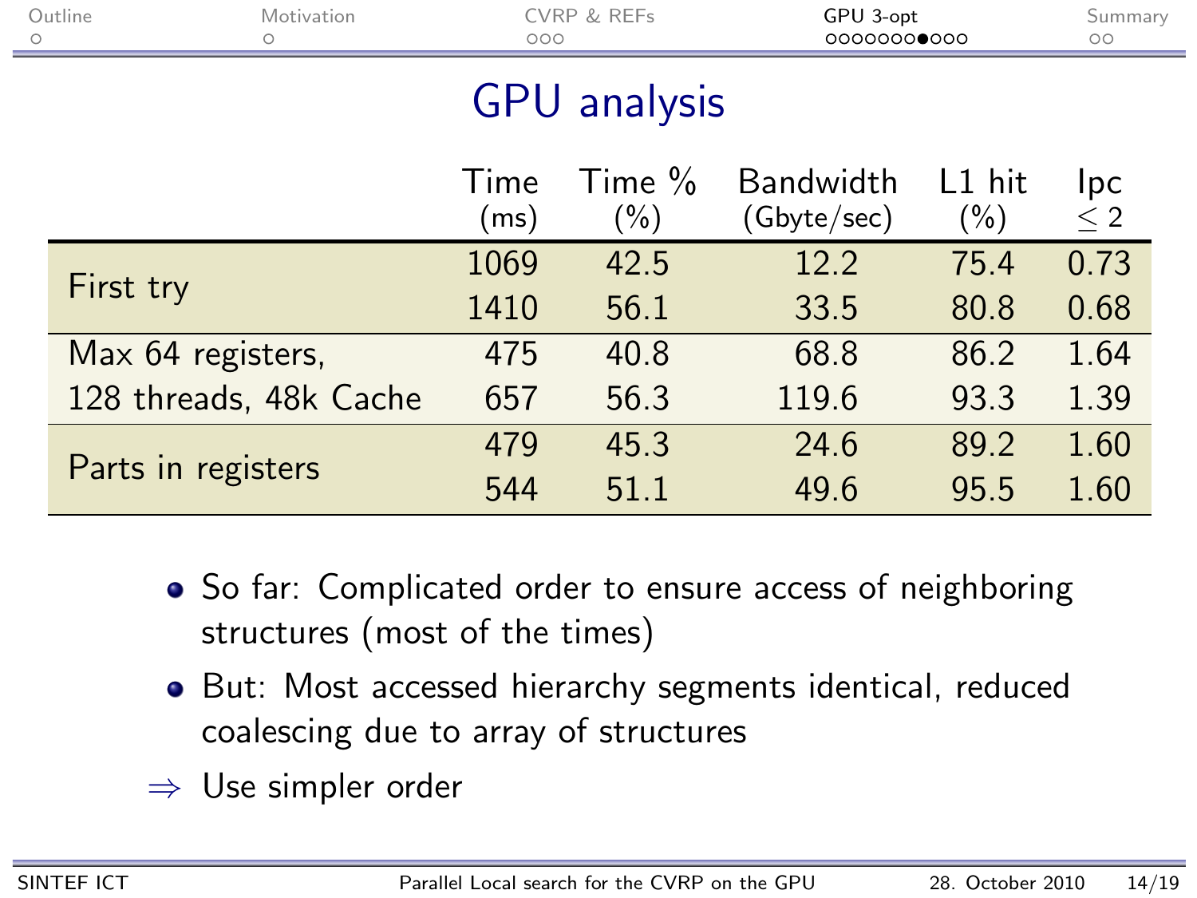# GPU analysis

| | Time (ms) | Time % (%) | Bandwidth (Gbyte/sec) | L1 hit (%) | Ipc $\leq 2$ |
|---|---|---|---|---|---|
| First try | 1069 | 42.5 | 12.2 | 75.4 | 0.73 |
| | 1410 | 56.1 | 33.5 | 80.8 | 0.68 |
| Max 64 registers, | 475 | 40.8 | 68.8 | 86.2 | 1.64 |
| 128 threads, 48k Cache | 657 | 56.3 | 119.6 | 93.3 | 1.39 |
| Parts in registers | 479 | 45.3 | 24.6 | 89.2 | 1.60 |
| | 544 | 51.1 | 49.6 | 95.5 | 1.60 |

- So far: Complicated order to ensure access of neighboring structures (most of the times)
- But: Most accessed hierarchy segments identical, reduced coalescing due to array of structures

$\Rightarrow$ Use simpler order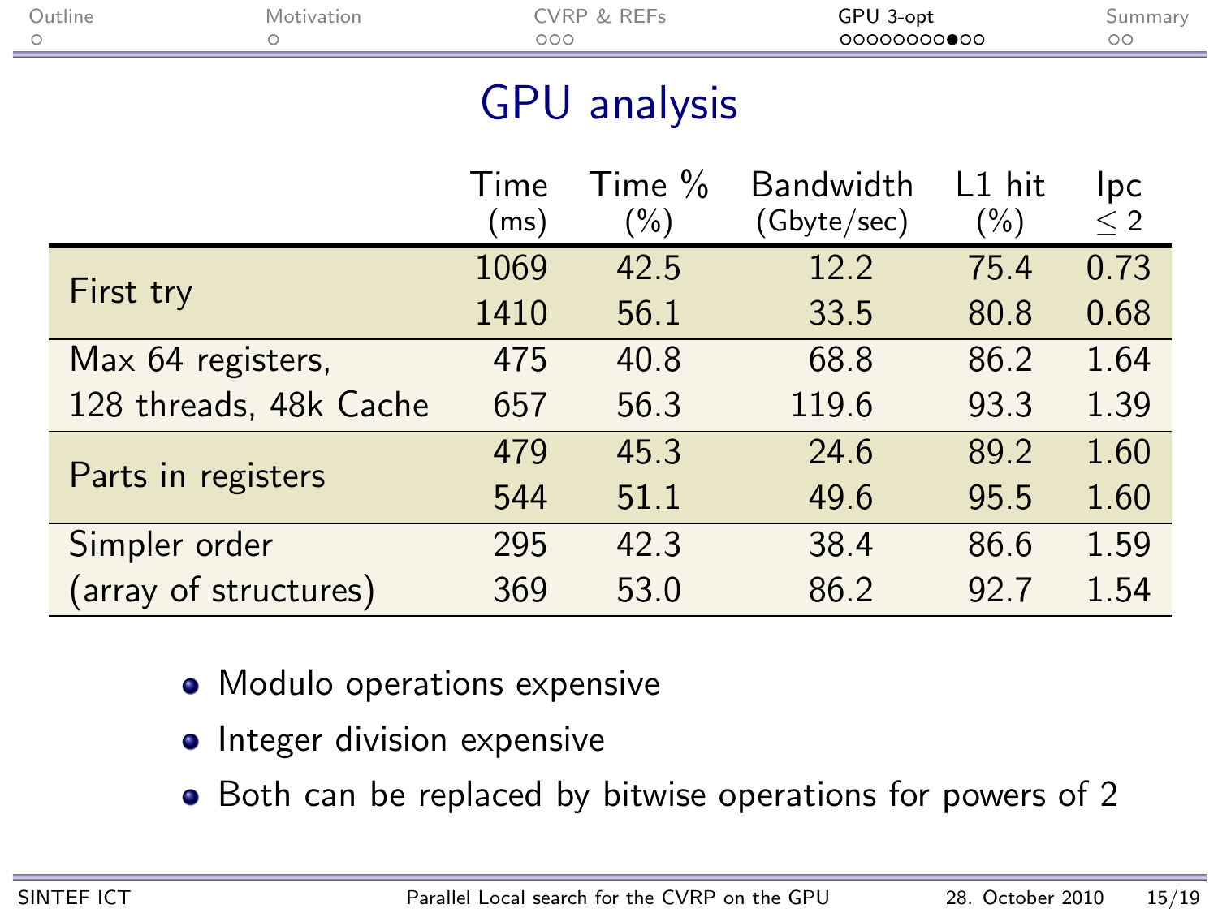# GPU analysis

| | Time (ms) | Time % (%) | Bandwidth (Gbyte/sec) | L1 hit (%) | Ipc $\leq 2$ |
|---|---|---|---|---|---|
| First try | 1069 | 42.5 | 12.2 | 75.4 | 0.73 |
| | 1410 | 56.1 | 33.5 | 80.8 | 0.68 |
| Max 64 registers, 128 threads, 48k Cache | 475 | 40.8 | 68.8 | 86.2 | 1.64 |
| | 657 | 56.3 | 119.6 | 93.3 | 1.39 |
| Parts in registers | 479 | 45.3 | 24.6 | 89.2 | 1.60 |
| | 544 | 51.1 | 49.6 | 95.5 | 1.60 |
| Simpler order (array of structures) | 295 | 42.3 | 38.4 | 86.6 | 1.59 |
| | 369 | 53.0 | 86.2 | 92.7 | 1.54 |

- Modulo operations expensive
- Integer division expensive
- Both can be replaced by bitwise operations for powers of 2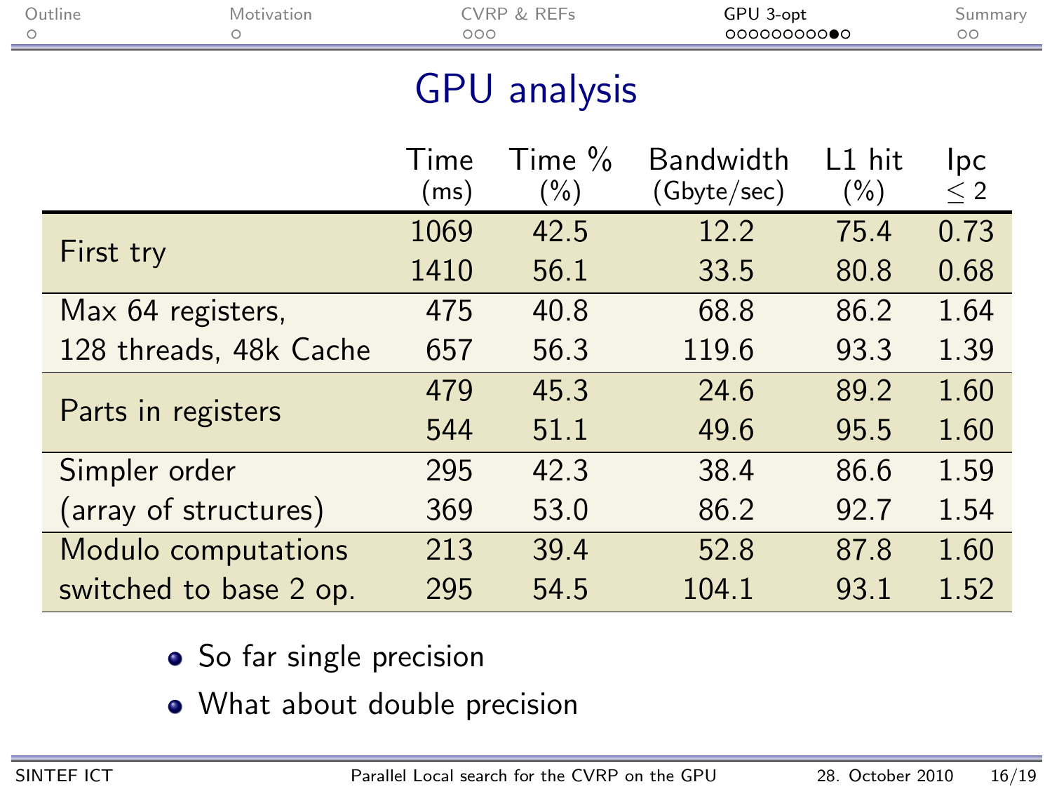# GPU analysis

| | Time (ms) | Time % (%) | Bandwidth (Gbyte/sec) | L1 hit (%) | Ipc $\leq 2$ |
|---|---|---|---|---|---|
| First try | 1069 | 42.5 | 12.2 | 75.4 | 0.73 |
| | 1410 | 56.1 | 33.5 | 80.8 | 0.68 |
| Max 64 registers, | 475 | 40.8 | 68.8 | 86.2 | 1.64 |
| 128 threads, 48k Cache | 657 | 56.3 | 119.6 | 93.3 | 1.39 |
| Parts in registers | 479 | 45.3 | 24.6 | 89.2 | 1.60 |
| | 544 | 51.1 | 49.6 | 95.5 | 1.60 |
| Simpler order | 295 | 42.3 | 38.4 | 86.6 | 1.59 |
| (array of structures) | 369 | 53.0 | 86.2 | 92.7 | 1.54 |
| Modulo computations | 213 | 39.4 | 52.8 | 87.8 | 1.60 |
| switched to base 2 op. | 295 | 54.5 | 104.1 | 93.1 | 1.52 |

- So far single precision
- What about double precision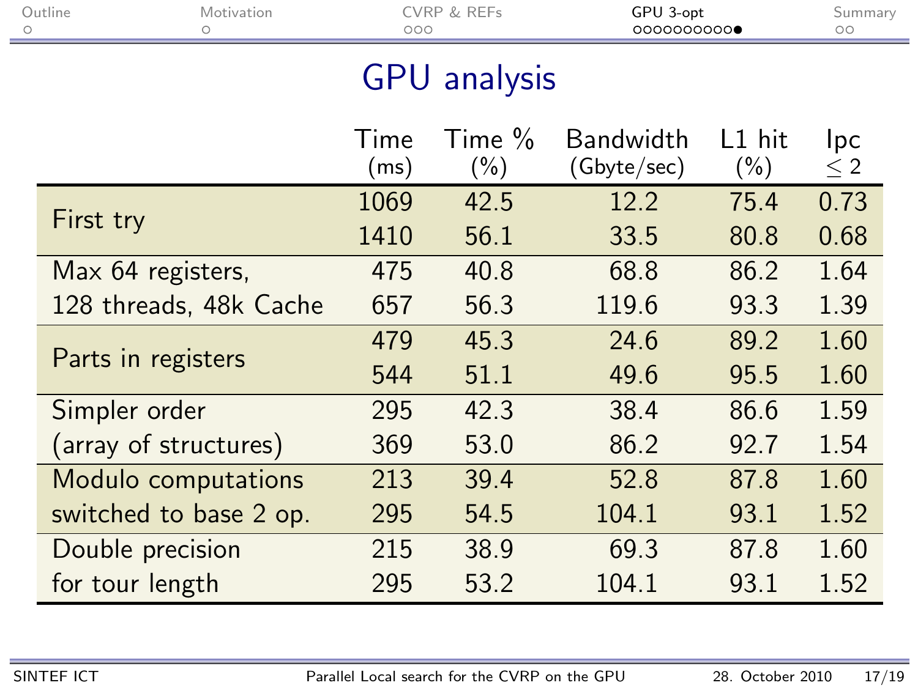# GPU analysis

| | Time (ms) | Time % (%) | Bandwidth (Gbyte/sec) | L1 hit (%) | Ipc $\leq 2$ |
|---|---|---|---|---|---|
| First try | 1069 | 42.5 | 12.2 | 75.4 | 0.73 |
| | 1410 | 56.1 | 33.5 | 80.8 | 0.68 |
| Max 64 registers, | 475 | 40.8 | 68.8 | 86.2 | 1.64 |
| 128 threads, 48k Cache | 657 | 56.3 | 119.6 | 93.3 | 1.39 |
| Parts in registers | 479 | 45.3 | 24.6 | 89.2 | 1.60 |
| | 544 | 51.1 | 49.6 | 95.5 | 1.60 |
| Simpler order | 295 | 42.3 | 38.4 | 86.6 | 1.59 |
| (array of structures) | 369 | 53.0 | 86.2 | 92.7 | 1.54 |
| Modulo computations | 213 | 39.4 | 52.8 | 87.8 | 1.60 |
| switched to base 2 op. | 295 | 54.5 | 104.1 | 93.1 | 1.52 |
| Double precision | 215 | 38.9 | 69.3 | 87.8 | 1.60 |
| for tour length | 295 | 53.2 | 104.1 | 93.1 | 1.52 |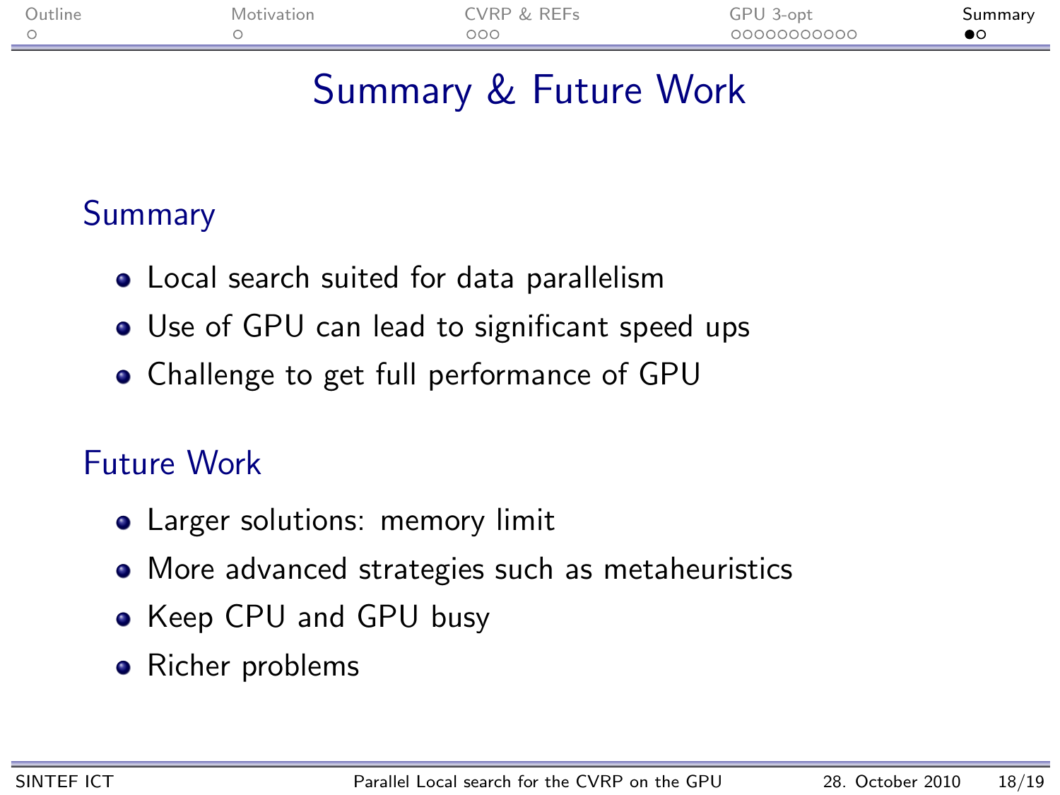# Summary & Future Work

## Summary

- Local search suited for data parallelism
- Use of GPU can lead to significant speed ups
- Challenge to get full performance of GPU

## Future Work

- Larger solutions: memory limit
- More advanced strategies such as metaheuristics
- Keep CPU and GPU busy
- Richer problems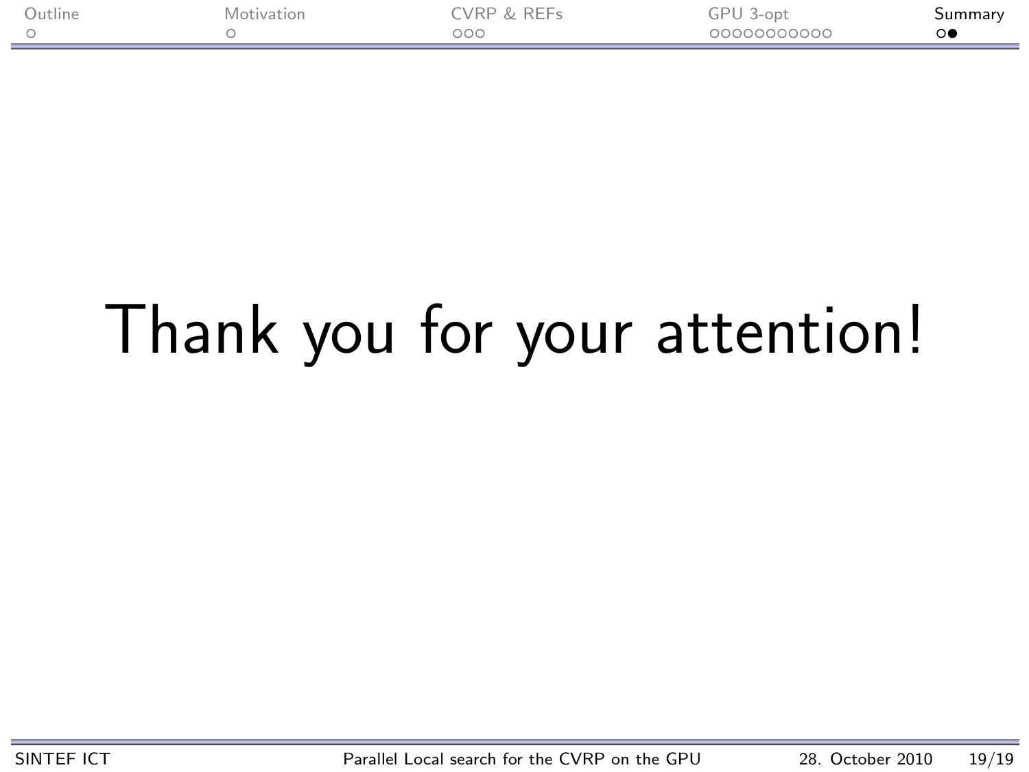Thank you for your attention!